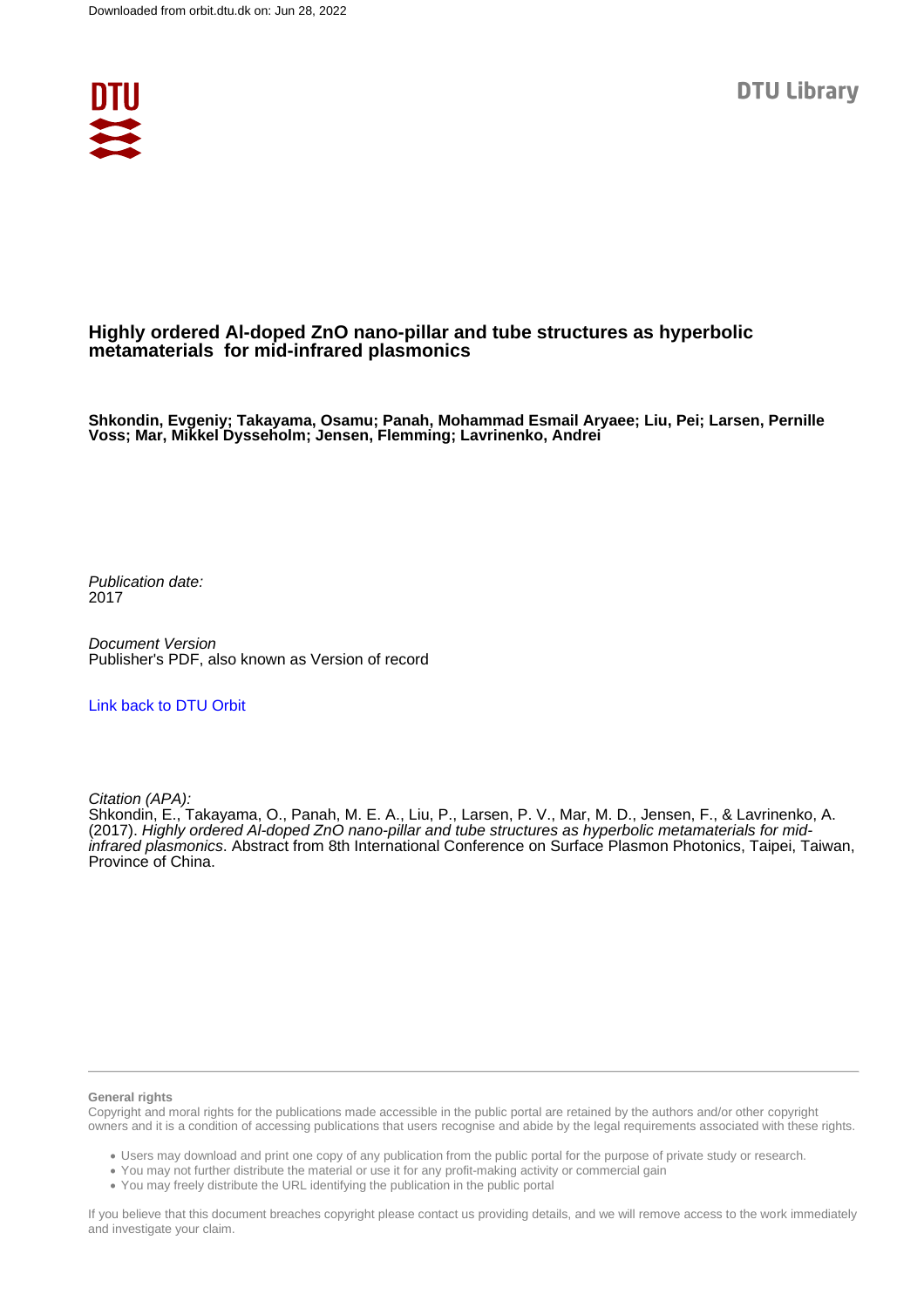Downloaded from orbit.dtu.dk on: Jun 28, 2022

DTU Library

# Highly ordered Al-doped ZnO nano-pillar and tube structures as hyperbolic metamaterials for mid-infrared plasmonics

**Shkondin, Evgeniy; Takayama, Osamu; Panah, Mohammad Esmail Aryaee; Liu, Pei; Larsen, Pernille Voss; Mar, Mikkel Dysseholm; Jensen, Flemming; Lavrinenko, Andrei**

*Publication date:*
2017

*Document Version*
Publisher's PDF, also known as Version of record

Link back to DTU Orbit

*Citation (APA):*
Shkondin, E., Takayama, O., Panah, M. E. A., Liu, P., Larsen, P. V., Mar, M. D., Jensen, F., & Lavrinenko, A. (2017). *Highly ordered Al-doped ZnO nano-pillar and tube structures as hyperbolic metamaterials for mid-infrared plasmonics*. Abstract from 8th International Conference on Surface Plasmon Photonics, Taipei, Taiwan, Province of China.

**General rights**
Copyright and moral rights for the publications made accessible in the public portal are retained by the authors and/or other copyright owners and it is a condition of accessing publications that users recognise and abide by the legal requirements associated with these rights.

- Users may download and print one copy of any publication from the public portal for the purpose of private study or research.
- You may not further distribute the material or use it for any profit-making activity or commercial gain
- You may freely distribute the URL identifying the publication in the public portal

If you believe that this document breaches copyright please contact us providing details, and we will remove access to the work immediately and investigate your claim.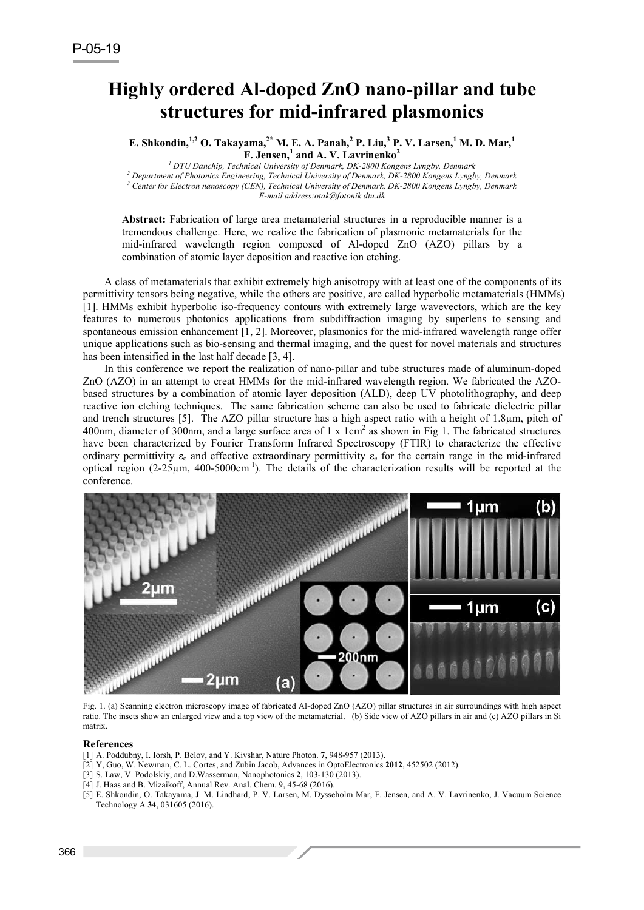P-05-19

# Highly ordered Al-doped ZnO nano-pillar and tube structures for mid-infrared plasmonics

**E. Shkondin,[1,2] O. Takayama,[2*] M. E. A. Panah,[2] P. Liu,[3] P. V. Larsen,[1] M. D. Mar,[1] F. Jensen,[1] and A. V. Lavrinenko[2]**

[1] *DTU Danchip, Technical University of Denmark, DK-2800 Kongens Lyngby, Denmark*
[2] *Department of Photonics Engineering, Technical University of Denmark, DK-2800 Kongens Lyngby, Denmark*
[3] *Center for Electron nanoscopy (CEN), Technical University of Denmark, DK-2800 Kongens Lyngby, Denmark*
*E-mail address:otak@fotonik.dtu.dk*

**Abstract:** Fabrication of large area metamaterial structures in a reproducible manner is a tremendous challenge. Here, we realize the fabrication of plasmonic metamaterials for the mid-infrared wavelength region composed of Al-doped ZnO (AZO) pillars by a combination of atomic layer deposition and reactive ion etching.

A class of metamaterials that exhibit extremely high anisotropy with at least one of the components of its permittivity tensors being negative, while the others are positive, are called hyperbolic metamaterials (HMMs) [1]. HMMs exhibit hyperbolic iso-frequency contours with extremely large wavevectors, which are the key features to numerous photonics applications from subdiffraction imaging by superlens to sensing and spontaneous emission enhancement [1, 2]. Moreover, plasmonics for the mid-infrared wavelength range offer unique applications such as bio-sensing and thermal imaging, and the quest for novel materials and structures has been intensified in the last half decade [3, 4].

In this conference we report the realization of nano-pillar and tube structures made of aluminum-doped ZnO (AZO) in an attempt to creat HMMs for the mid-infrared wavelength region. We fabricated the AZO-based structures by a combination of atomic layer deposition (ALD), deep UV photolithography, and deep reactive ion etching techniques. The same fabrication scheme can also be used to fabricate dielectric pillar and trench structures [5]. The AZO pillar structure has a high aspect ratio with a height of 1.8μm, pitch of 400nm, diameter of 300nm, and a large surface area of 1 x 1cm$^2$ as shown in Fig 1. The fabricated structures have been characterized by Fourier Transform Infrared Spectroscopy (FTIR) to characterize the effective ordinary permittivity $\varepsilon_o$ and effective extraordinary permittivity $\varepsilon_e$ for the certain range in the mid-infrared optical region (2-25μm, 400-5000cm$^{-1}$). The details of the characterization results will be reported at the conference.

Fig. 1. (a) Scanning electron microscopy image of fabricated Al-doped ZnO (AZO) pillar structures in air surroundings with high aspect ratio. The insets show an enlarged view and a top view of the metamaterial. (b) Side view of AZO pillars in air and (c) AZO pillars in Si matrix.

### References

[1] A. Poddubny, I. Iorsh, P. Belov, and Y. Kivshar, Nature Photon. **7**, 948-957 (2013).
[2] Y, Guo, W. Newman, C. L. Cortes, and Zubin Jacob, Advances in OptoElectronics **2012**, 452502 (2012).
[3] S. Law, V. Podolskiy, and D.Wasserman, Nanophotonics **2**, 103-130 (2013).
[4] J. Haas and B. Mizaikoff, Annual Rev. Anal. Chem. 9, 45-68 (2016).
[5] E. Shkondin, O. Takayama, J. M. Lindhard, P. V. Larsen, M. Dysseholm Mar, F. Jensen, and A. V. Lavrinenko, J. Vacuum Science Technology A **34**, 031605 (2016).